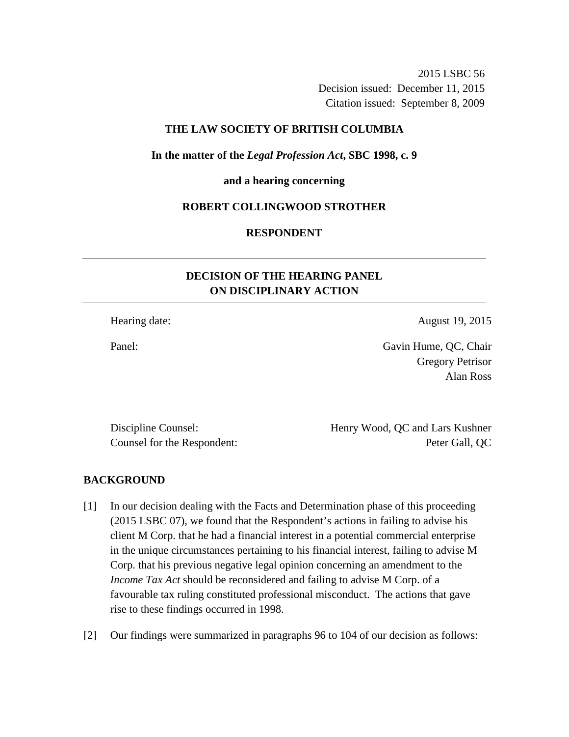2015 LSBC 56
Decision issued: December 11, 2015
Citation issued: September 8, 2009

**THE LAW SOCIETY OF BRITISH COLUMBIA**

**In the matter of the *Legal Profession Act*, SBC 1998, c. 9**

**and a hearing concerning**

**ROBERT COLLINGWOOD STROTHER**

**RESPONDENT**

---

## DECISION OF THE HEARING PANEL ON DISCIPLINARY ACTION

---

| | |
|---|---|
| Hearing date: | August 19, 2015 |
| Panel: | Gavin Hume, QC, Chair<br>Gregory Petrisor<br>Alan Ross |
| Discipline Counsel: | Henry Wood, QC and Lars Kushner |
| Counsel for the Respondent: | Peter Gall, QC |

## BACKGROUND

[1] In our decision dealing with the Facts and Determination phase of this proceeding (2015 LSBC 07), we found that the Respondent's actions in failing to advise his client M Corp. that he had a financial interest in a potential commercial enterprise in the unique circumstances pertaining to his financial interest, failing to advise M Corp. that his previous negative legal opinion concerning an amendment to the *Income Tax Act* should be reconsidered and failing to advise M Corp. of a favourable tax ruling constituted professional misconduct. The actions that gave rise to these findings occurred in 1998.

[2] Our findings were summarized in paragraphs 96 to 104 of our decision as follows: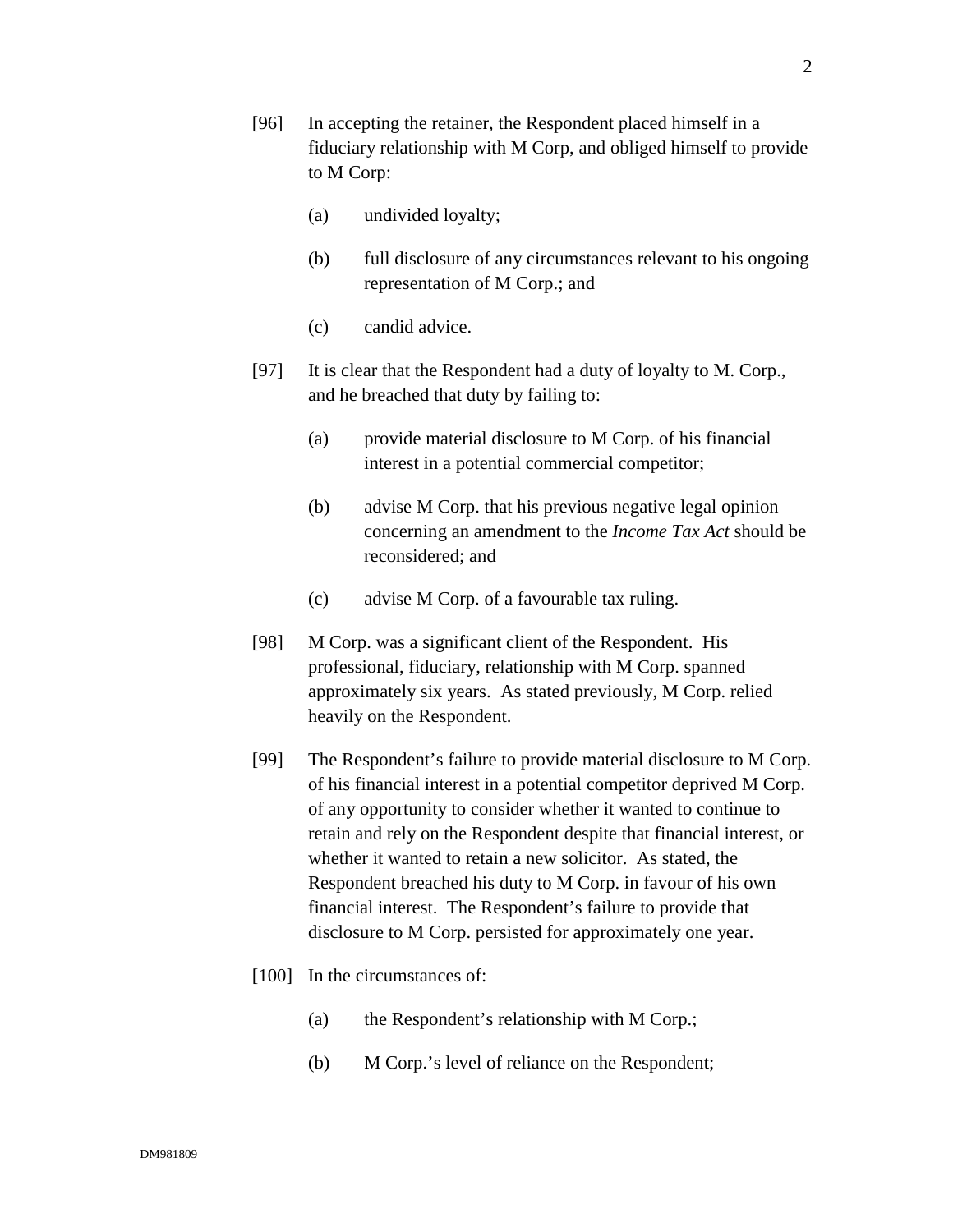[96] In accepting the retainer, the Respondent placed himself in a fiduciary relationship with M Corp, and obliged himself to provide to M Corp:

(a) undivided loyalty;

(b) full disclosure of any circumstances relevant to his ongoing representation of M Corp.; and

(c) candid advice.

[97] It is clear that the Respondent had a duty of loyalty to M. Corp., and he breached that duty by failing to:

(a) provide material disclosure to M Corp. of his financial interest in a potential commercial competitor;

(b) advise M Corp. that his previous negative legal opinion concerning an amendment to the *Income Tax Act* should be reconsidered; and

(c) advise M Corp. of a favourable tax ruling.

[98] M Corp. was a significant client of the Respondent. His professional, fiduciary, relationship with M Corp. spanned approximately six years. As stated previously, M Corp. relied heavily on the Respondent.

[99] The Respondent's failure to provide material disclosure to M Corp. of his financial interest in a potential competitor deprived M Corp. of any opportunity to consider whether it wanted to continue to retain and rely on the Respondent despite that financial interest, or whether it wanted to retain a new solicitor. As stated, the Respondent breached his duty to M Corp. in favour of his own financial interest. The Respondent's failure to provide that disclosure to M Corp. persisted for approximately one year.

[100] In the circumstances of:

(a) the Respondent's relationship with M Corp.;

(b) M Corp.'s level of reliance on the Respondent;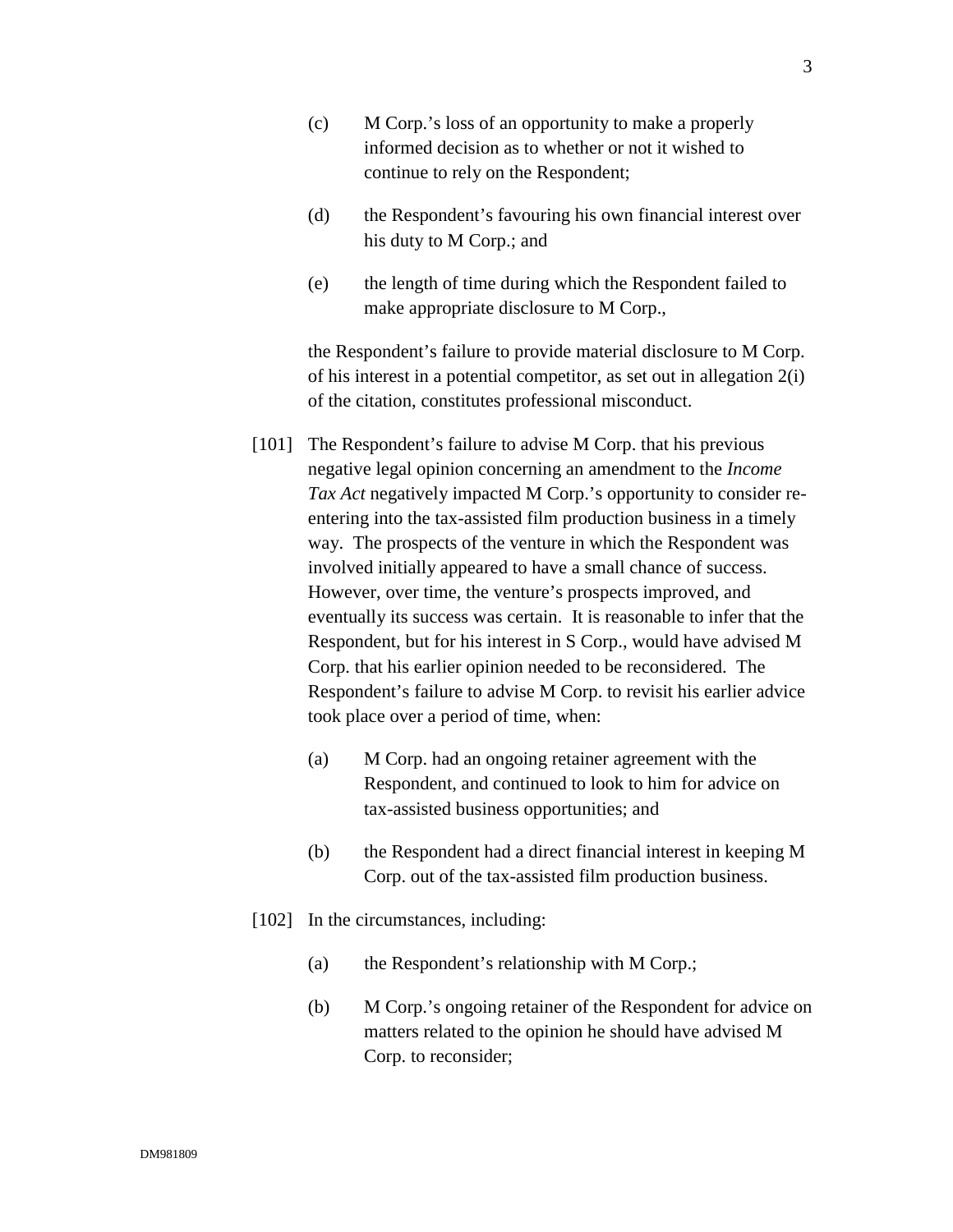(c) M Corp.'s loss of an opportunity to make a properly informed decision as to whether or not it wished to continue to rely on the Respondent;

(d) the Respondent's favouring his own financial interest over his duty to M Corp.; and

(e) the length of time during which the Respondent failed to make appropriate disclosure to M Corp.,

the Respondent's failure to provide material disclosure to M Corp. of his interest in a potential competitor, as set out in allegation 2(i) of the citation, constitutes professional misconduct.

[101] The Respondent's failure to advise M Corp. that his previous negative legal opinion concerning an amendment to the *Income Tax Act* negatively impacted M Corp.'s opportunity to consider re-entering into the tax-assisted film production business in a timely way. The prospects of the venture in which the Respondent was involved initially appeared to have a small chance of success. However, over time, the venture's prospects improved, and eventually its success was certain. It is reasonable to infer that the Respondent, but for his interest in S Corp., would have advised M Corp. that his earlier opinion needed to be reconsidered. The Respondent's failure to advise M Corp. to revisit his earlier advice took place over a period of time, when:

(a) M Corp. had an ongoing retainer agreement with the Respondent, and continued to look to him for advice on tax-assisted business opportunities; and

(b) the Respondent had a direct financial interest in keeping M Corp. out of the tax-assisted film production business.

[102] In the circumstances, including:

(a) the Respondent's relationship with M Corp.;

(b) M Corp.'s ongoing retainer of the Respondent for advice on matters related to the opinion he should have advised M Corp. to reconsider;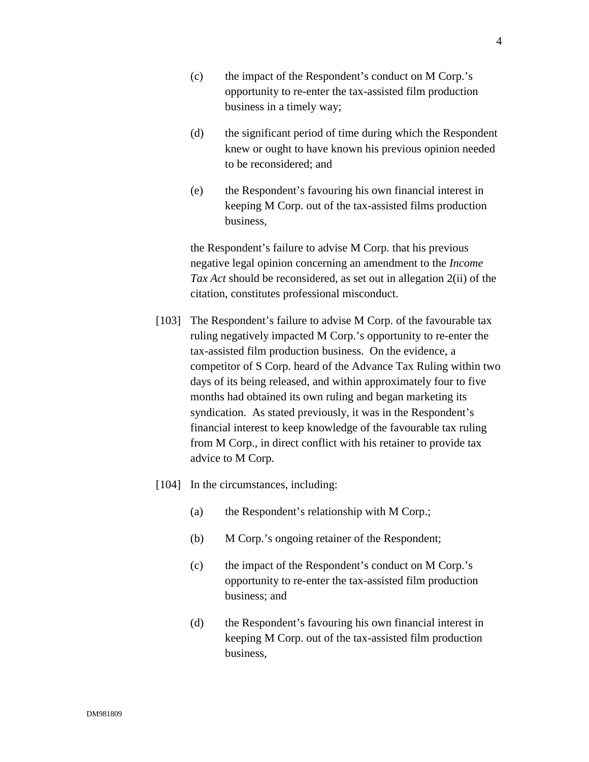(c) the impact of the Respondent's conduct on M Corp.'s opportunity to re-enter the tax-assisted film production business in a timely way;

(d) the significant period of time during which the Respondent knew or ought to have known his previous opinion needed to be reconsidered; and

(e) the Respondent's favouring his own financial interest in keeping M Corp. out of the tax-assisted films production business,

the Respondent's failure to advise M Corp. that his previous negative legal opinion concerning an amendment to the *Income Tax Act* should be reconsidered, as set out in allegation 2(ii) of the citation, constitutes professional misconduct.

[103] The Respondent's failure to advise M Corp. of the favourable tax ruling negatively impacted M Corp.'s opportunity to re-enter the tax-assisted film production business. On the evidence, a competitor of S Corp. heard of the Advance Tax Ruling within two days of its being released, and within approximately four to five months had obtained its own ruling and began marketing its syndication. As stated previously, it was in the Respondent's financial interest to keep knowledge of the favourable tax ruling from M Corp., in direct conflict with his retainer to provide tax advice to M Corp.

[104] In the circumstances, including:

(a) the Respondent's relationship with M Corp.;

(b) M Corp.'s ongoing retainer of the Respondent;

(c) the impact of the Respondent's conduct on M Corp.'s opportunity to re-enter the tax-assisted film production business; and

(d) the Respondent's favouring his own financial interest in keeping M Corp. out of the tax-assisted film production business,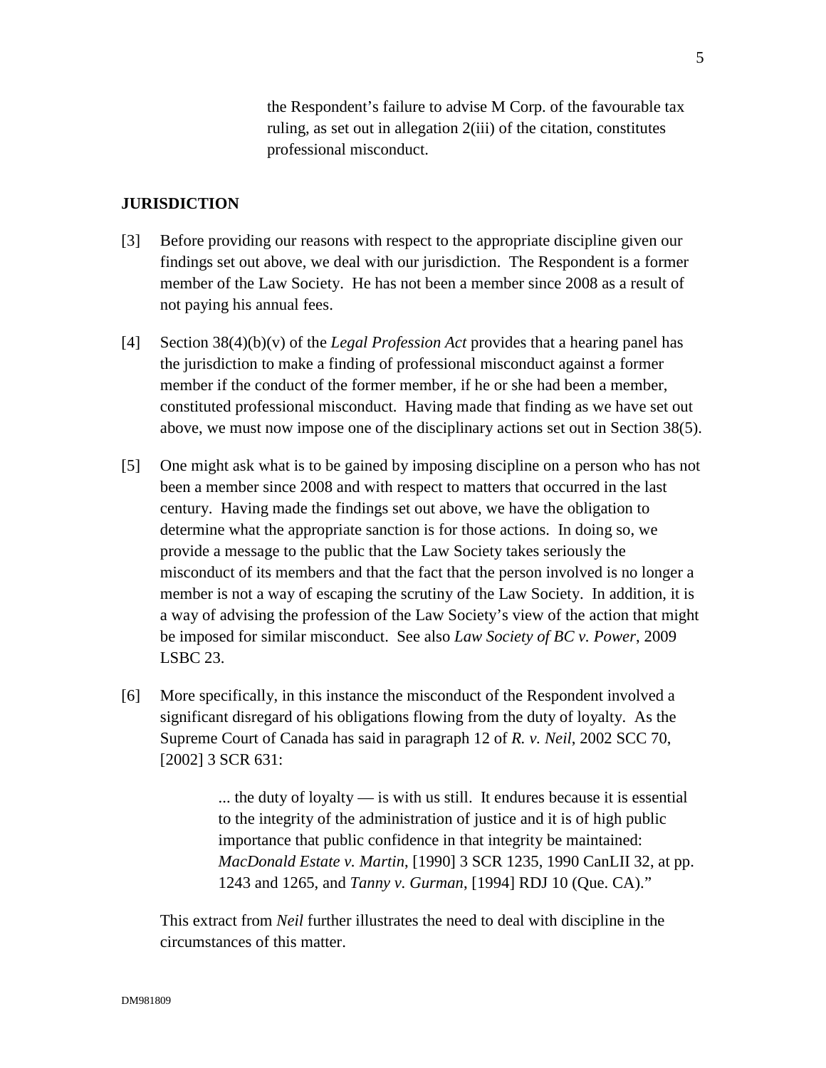> the Respondent's failure to advise M Corp. of the favourable tax ruling, as set out in allegation 2(iii) of the citation, constitutes professional misconduct.

**JURISDICTION**

[3] Before providing our reasons with respect to the appropriate discipline given our findings set out above, we deal with our jurisdiction. The Respondent is a former member of the Law Society. He has not been a member since 2008 as a result of not paying his annual fees.

[4] Section 38(4)(b)(v) of the *Legal Profession Act* provides that a hearing panel has the jurisdiction to make a finding of professional misconduct against a former member if the conduct of the former member, if he or she had been a member, constituted professional misconduct. Having made that finding as we have set out above, we must now impose one of the disciplinary actions set out in Section 38(5).

[5] One might ask what is to be gained by imposing discipline on a person who has not been a member since 2008 and with respect to matters that occurred in the last century. Having made the findings set out above, we have the obligation to determine what the appropriate sanction is for those actions. In doing so, we provide a message to the public that the Law Society takes seriously the misconduct of its members and that the fact that the person involved is no longer a member is not a way of escaping the scrutiny of the Law Society. In addition, it is a way of advising the profession of the Law Society's view of the action that might be imposed for similar misconduct. See also *Law Society of BC v. Power*, 2009 LSBC 23.

[6] More specifically, in this instance the misconduct of the Respondent involved a significant disregard of his obligations flowing from the duty of loyalty. As the Supreme Court of Canada has said in paragraph 12 of *R. v. Neil*, 2002 SCC 70, [2002] 3 SCR 631:

> ... the duty of loyalty — is with us still. It endures because it is essential to the integrity of the administration of justice and it is of high public importance that public confidence in that integrity be maintained: *MacDonald Estate v. Martin*, [1990] 3 SCR 1235, 1990 CanLII 32, at pp. 1243 and 1265, and *Tanny v. Gurman*, [1994] RDJ 10 (Que. CA)."

This extract from *Neil* further illustrates the need to deal with discipline in the circumstances of this matter.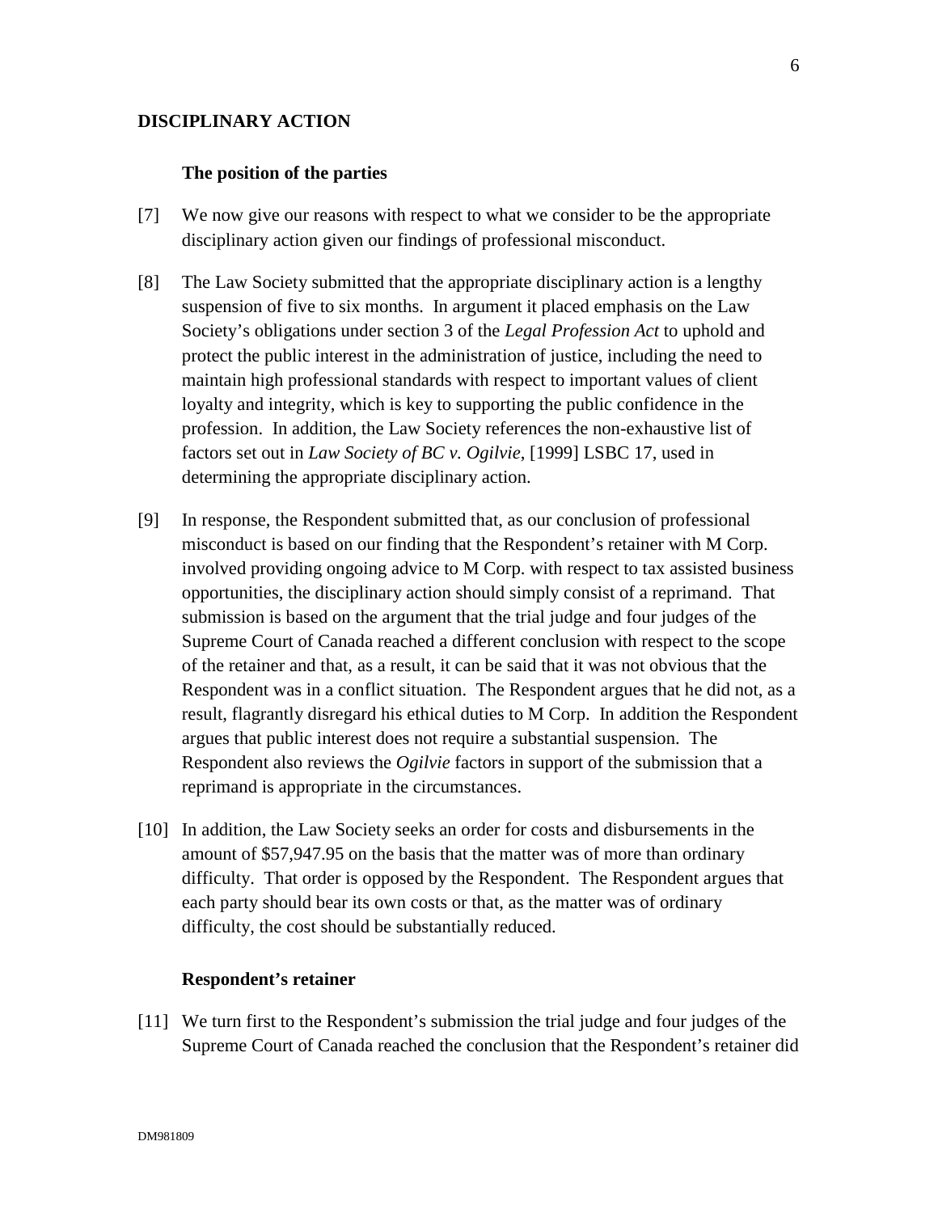## DISCIPLINARY ACTION

### The position of the parties

[7] We now give our reasons with respect to what we consider to be the appropriate disciplinary action given our findings of professional misconduct.

[8] The Law Society submitted that the appropriate disciplinary action is a lengthy suspension of five to six months. In argument it placed emphasis on the Law Society's obligations under section 3 of the *Legal Profession Act* to uphold and protect the public interest in the administration of justice, including the need to maintain high professional standards with respect to important values of client loyalty and integrity, which is key to supporting the public confidence in the profession. In addition, the Law Society references the non-exhaustive list of factors set out in *Law Society of BC v. Ogilvie*, [1999] LSBC 17, used in determining the appropriate disciplinary action.

[9] In response, the Respondent submitted that, as our conclusion of professional misconduct is based on our finding that the Respondent's retainer with M Corp. involved providing ongoing advice to M Corp. with respect to tax assisted business opportunities, the disciplinary action should simply consist of a reprimand. That submission is based on the argument that the trial judge and four judges of the Supreme Court of Canada reached a different conclusion with respect to the scope of the retainer and that, as a result, it can be said that it was not obvious that the Respondent was in a conflict situation. The Respondent argues that he did not, as a result, flagrantly disregard his ethical duties to M Corp. In addition the Respondent argues that public interest does not require a substantial suspension. The Respondent also reviews the *Ogilvie* factors in support of the submission that a reprimand is appropriate in the circumstances.

[10] In addition, the Law Society seeks an order for costs and disbursements in the amount of $57,947.95 on the basis that the matter was of more than ordinary difficulty. That order is opposed by the Respondent. The Respondent argues that each party should bear its own costs or that, as the matter was of ordinary difficulty, the cost should be substantially reduced.

### Respondent's retainer

[11] We turn first to the Respondent's submission the trial judge and four judges of the Supreme Court of Canada reached the conclusion that the Respondent's retainer did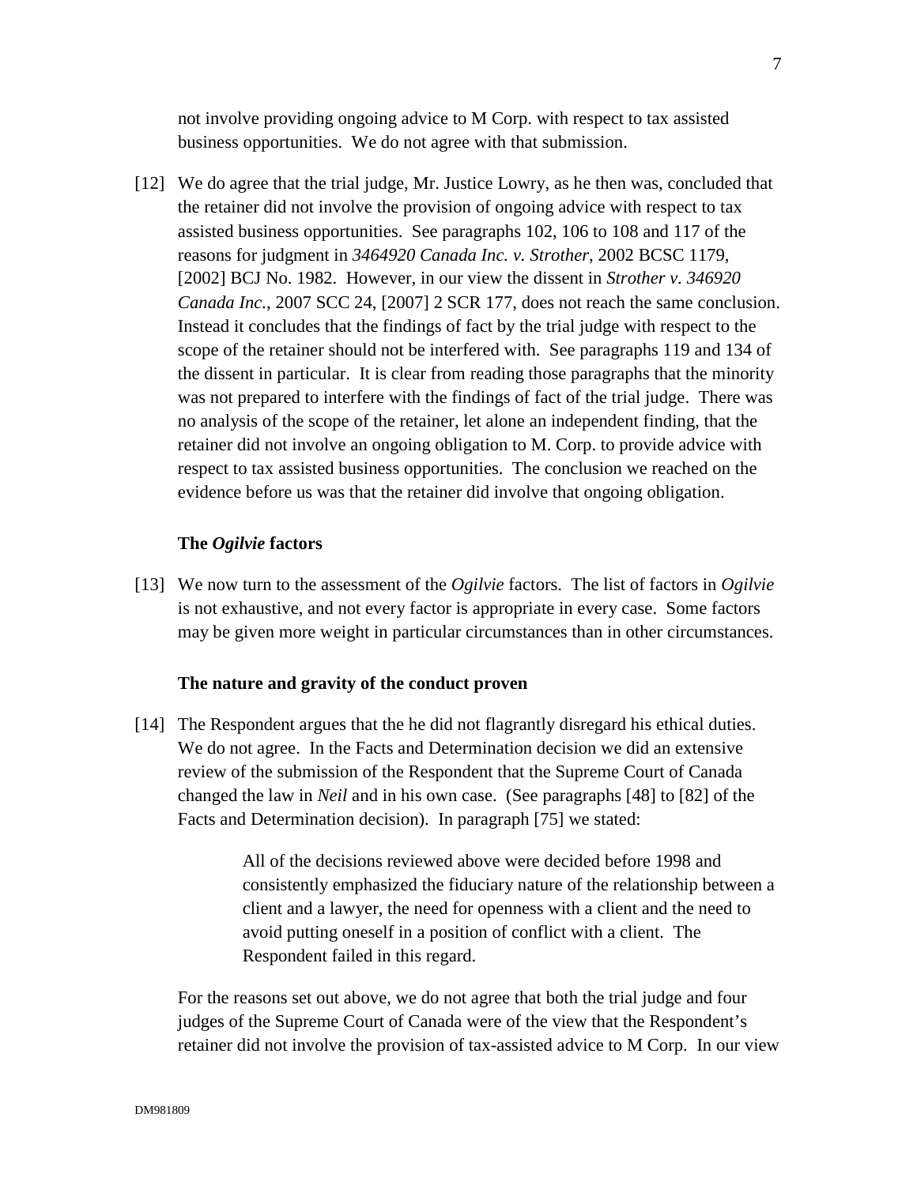not involve providing ongoing advice to M Corp. with respect to tax assisted business opportunities. We do not agree with that submission.

[12] We do agree that the trial judge, Mr. Justice Lowry, as he then was, concluded that the retainer did not involve the provision of ongoing advice with respect to tax assisted business opportunities. See paragraphs 102, 106 to 108 and 117 of the reasons for judgment in *3464920 Canada Inc. v. Strother*, 2002 BCSC 1179, [2002] BCJ No. 1982. However, in our view the dissent in *Strother v. 346920 Canada Inc.*, 2007 SCC 24, [2007] 2 SCR 177, does not reach the same conclusion. Instead it concludes that the findings of fact by the trial judge with respect to the scope of the retainer should not be interfered with. See paragraphs 119 and 134 of the dissent in particular. It is clear from reading those paragraphs that the minority was not prepared to interfere with the findings of fact of the trial judge. There was no analysis of the scope of the retainer, let alone an independent finding, that the retainer did not involve an ongoing obligation to M. Corp. to provide advice with respect to tax assisted business opportunities. The conclusion we reached on the evidence before us was that the retainer did involve that ongoing obligation.

**The *Ogilvie* factors**

[13] We now turn to the assessment of the *Ogilvie* factors. The list of factors in *Ogilvie* is not exhaustive, and not every factor is appropriate in every case. Some factors may be given more weight in particular circumstances than in other circumstances.

**The nature and gravity of the conduct proven**

[14] The Respondent argues that the he did not flagrantly disregard his ethical duties. We do not agree. In the Facts and Determination decision we did an extensive review of the submission of the Respondent that the Supreme Court of Canada changed the law in *Neil* and in his own case. (See paragraphs [48] to [82] of the Facts and Determination decision). In paragraph [75] we stated:

> All of the decisions reviewed above were decided before 1998 and consistently emphasized the fiduciary nature of the relationship between a client and a lawyer, the need for openness with a client and the need to avoid putting oneself in a position of conflict with a client. The Respondent failed in this regard.

For the reasons set out above, we do not agree that both the trial judge and four judges of the Supreme Court of Canada were of the view that the Respondent's retainer did not involve the provision of tax-assisted advice to M Corp. In our view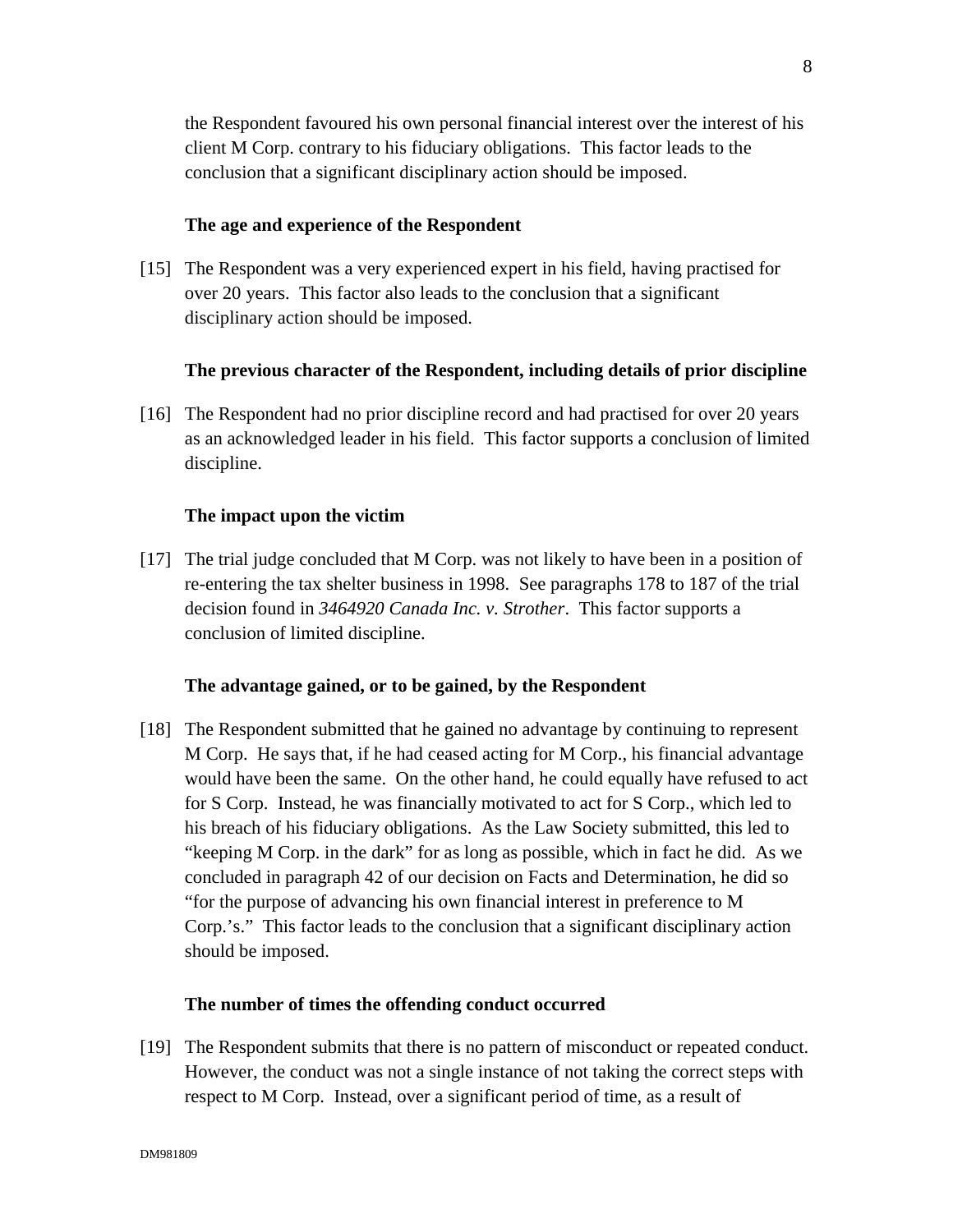the Respondent favoured his own personal financial interest over the interest of his client M Corp. contrary to his fiduciary obligations. This factor leads to the conclusion that a significant disciplinary action should be imposed.

**The age and experience of the Respondent**

[15] The Respondent was a very experienced expert in his field, having practised for over 20 years. This factor also leads to the conclusion that a significant disciplinary action should be imposed.

**The previous character of the Respondent, including details of prior discipline**

[16] The Respondent had no prior discipline record and had practised for over 20 years as an acknowledged leader in his field. This factor supports a conclusion of limited discipline.

**The impact upon the victim**

[17] The trial judge concluded that M Corp. was not likely to have been in a position of re-entering the tax shelter business in 1998. See paragraphs 178 to 187 of the trial decision found in *3464920 Canada Inc. v. Strother*. This factor supports a conclusion of limited discipline.

**The advantage gained, or to be gained, by the Respondent**

[18] The Respondent submitted that he gained no advantage by continuing to represent M Corp. He says that, if he had ceased acting for M Corp., his financial advantage would have been the same. On the other hand, he could equally have refused to act for S Corp. Instead, he was financially motivated to act for S Corp., which led to his breach of his fiduciary obligations. As the Law Society submitted, this led to "keeping M Corp. in the dark" for as long as possible, which in fact he did. As we concluded in paragraph 42 of our decision on Facts and Determination, he did so "for the purpose of advancing his own financial interest in preference to M Corp.'s." This factor leads to the conclusion that a significant disciplinary action should be imposed.

**The number of times the offending conduct occurred**

[19] The Respondent submits that there is no pattern of misconduct or repeated conduct. However, the conduct was not a single instance of not taking the correct steps with respect to M Corp. Instead, over a significant period of time, as a result of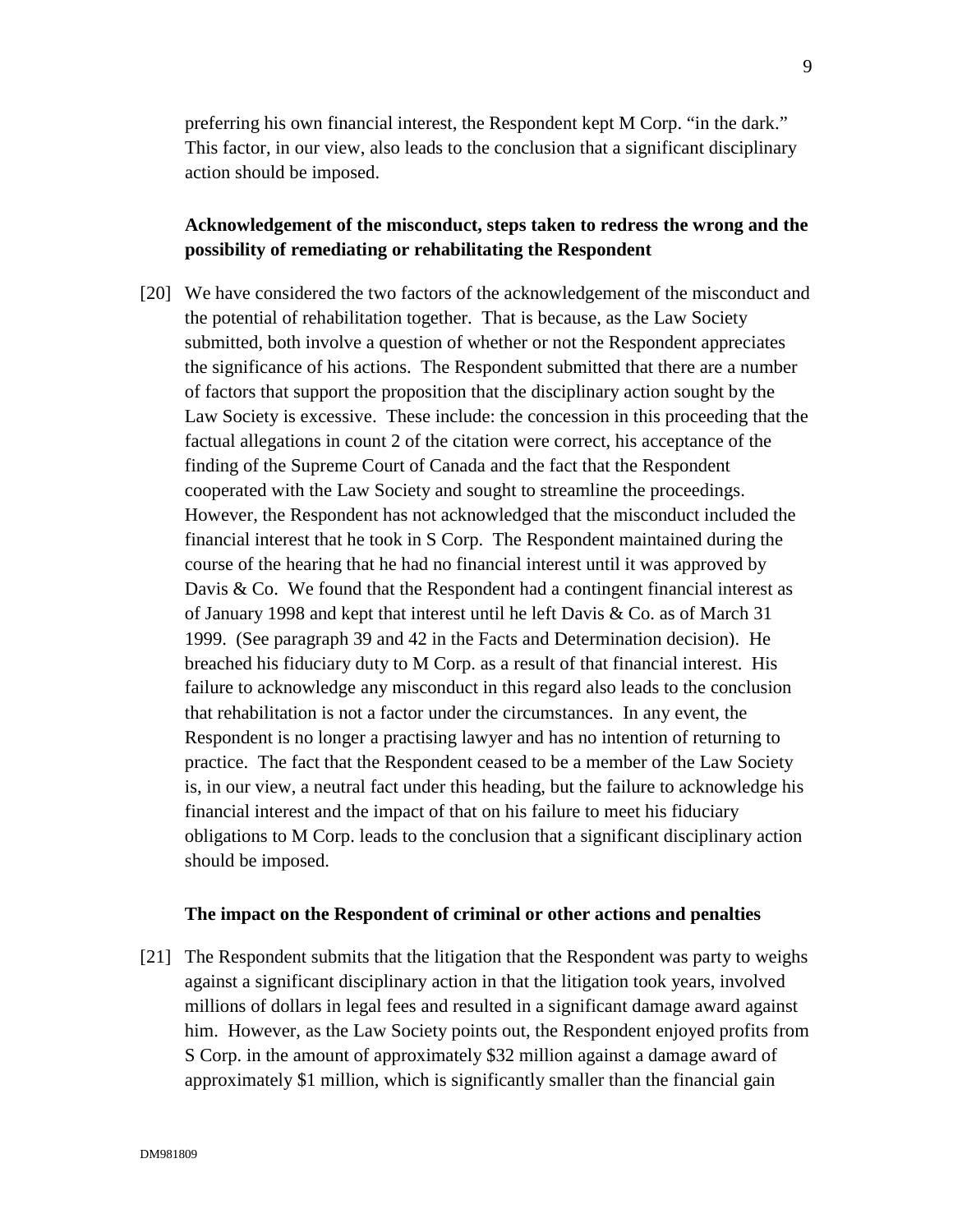preferring his own financial interest, the Respondent kept M Corp. "in the dark." This factor, in our view, also leads to the conclusion that a significant disciplinary action should be imposed.

### Acknowledgement of the misconduct, steps taken to redress the wrong and the possibility of remediating or rehabilitating the Respondent

[20] We have considered the two factors of the acknowledgement of the misconduct and the potential of rehabilitation together. That is because, as the Law Society submitted, both involve a question of whether or not the Respondent appreciates the significance of his actions. The Respondent submitted that there are a number of factors that support the proposition that the disciplinary action sought by the Law Society is excessive. These include: the concession in this proceeding that the factual allegations in count 2 of the citation were correct, his acceptance of the finding of the Supreme Court of Canada and the fact that the Respondent cooperated with the Law Society and sought to streamline the proceedings. However, the Respondent has not acknowledged that the misconduct included the financial interest that he took in S Corp. The Respondent maintained during the course of the hearing that he had no financial interest until it was approved by Davis & Co. We found that the Respondent had a contingent financial interest as of January 1998 and kept that interest until he left Davis & Co. as of March 31 1999. (See paragraph 39 and 42 in the Facts and Determination decision). He breached his fiduciary duty to M Corp. as a result of that financial interest. His failure to acknowledge any misconduct in this regard also leads to the conclusion that rehabilitation is not a factor under the circumstances. In any event, the Respondent is no longer a practising lawyer and has no intention of returning to practice. The fact that the Respondent ceased to be a member of the Law Society is, in our view, a neutral fact under this heading, but the failure to acknowledge his financial interest and the impact of that on his failure to meet his fiduciary obligations to M Corp. leads to the conclusion that a significant disciplinary action should be imposed.

### The impact on the Respondent of criminal or other actions and penalties

[21] The Respondent submits that the litigation that the Respondent was party to weighs against a significant disciplinary action in that the litigation took years, involved millions of dollars in legal fees and resulted in a significant damage award against him. However, as the Law Society points out, the Respondent enjoyed profits from S Corp. in the amount of approximately $32 million against a damage award of approximately $1 million, which is significantly smaller than the financial gain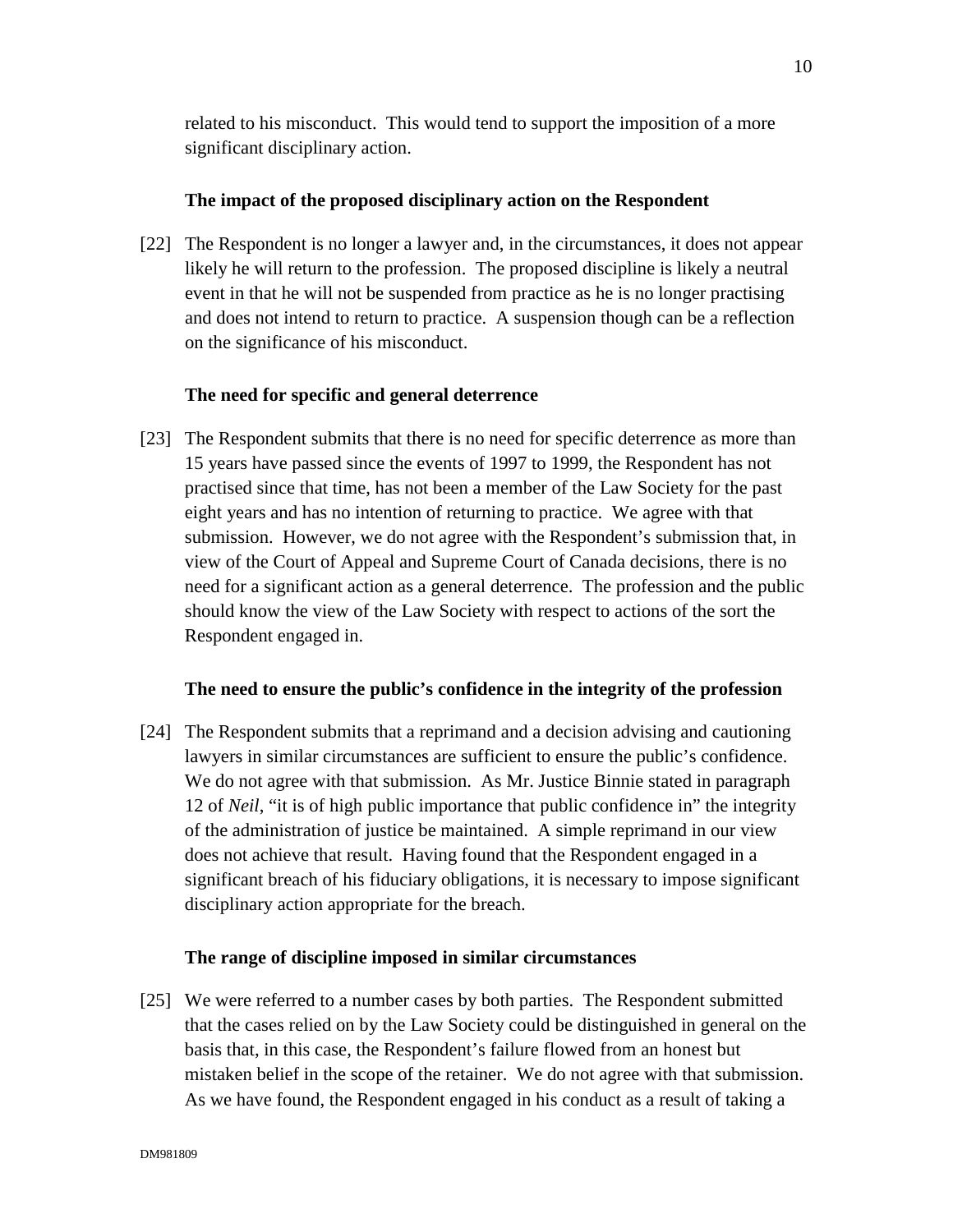related to his misconduct. This would tend to support the imposition of a more significant disciplinary action.

**The impact of the proposed disciplinary action on the Respondent**

[22] The Respondent is no longer a lawyer and, in the circumstances, it does not appear likely he will return to the profession. The proposed discipline is likely a neutral event in that he will not be suspended from practice as he is no longer practising and does not intend to return to practice. A suspension though can be a reflection on the significance of his misconduct.

**The need for specific and general deterrence**

[23] The Respondent submits that there is no need for specific deterrence as more than 15 years have passed since the events of 1997 to 1999, the Respondent has not practised since that time, has not been a member of the Law Society for the past eight years and has no intention of returning to practice. We agree with that submission. However, we do not agree with the Respondent's submission that, in view of the Court of Appeal and Supreme Court of Canada decisions, there is no need for a significant action as a general deterrence. The profession and the public should know the view of the Law Society with respect to actions of the sort the Respondent engaged in.

**The need to ensure the public's confidence in the integrity of the profession**

[24] The Respondent submits that a reprimand and a decision advising and cautioning lawyers in similar circumstances are sufficient to ensure the public's confidence. We do not agree with that submission. As Mr. Justice Binnie stated in paragraph 12 of *Neil*, "it is of high public importance that public confidence in" the integrity of the administration of justice be maintained. A simple reprimand in our view does not achieve that result. Having found that the Respondent engaged in a significant breach of his fiduciary obligations, it is necessary to impose significant disciplinary action appropriate for the breach.

**The range of discipline imposed in similar circumstances**

[25] We were referred to a number cases by both parties. The Respondent submitted that the cases relied on by the Law Society could be distinguished in general on the basis that, in this case, the Respondent's failure flowed from an honest but mistaken belief in the scope of the retainer. We do not agree with that submission. As we have found, the Respondent engaged in his conduct as a result of taking a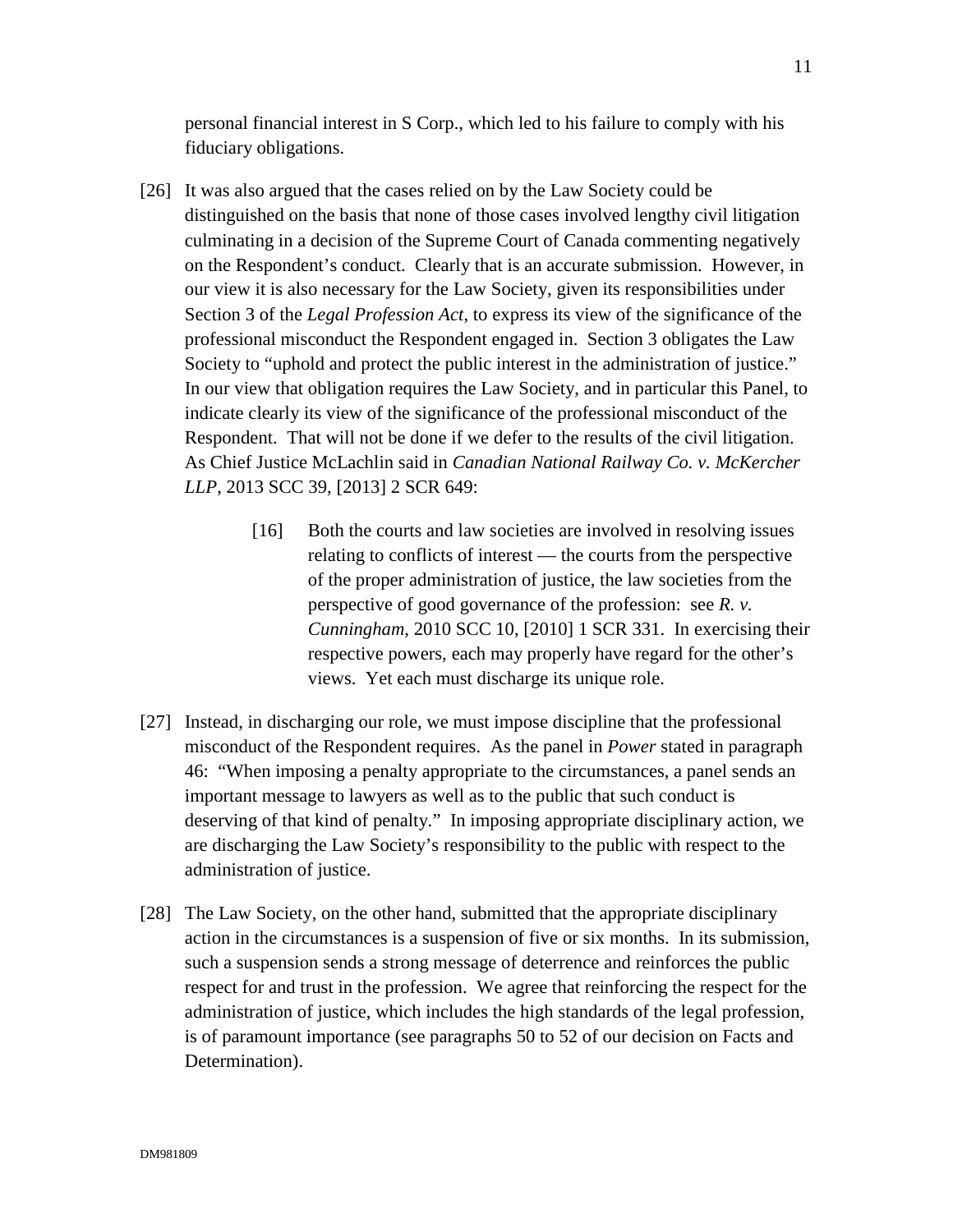personal financial interest in S Corp., which led to his failure to comply with his fiduciary obligations.

[26] It was also argued that the cases relied on by the Law Society could be distinguished on the basis that none of those cases involved lengthy civil litigation culminating in a decision of the Supreme Court of Canada commenting negatively on the Respondent's conduct. Clearly that is an accurate submission. However, in our view it is also necessary for the Law Society, given its responsibilities under Section 3 of the *Legal Profession Act*, to express its view of the significance of the professional misconduct the Respondent engaged in. Section 3 obligates the Law Society to "uphold and protect the public interest in the administration of justice." In our view that obligation requires the Law Society, and in particular this Panel, to indicate clearly its view of the significance of the professional misconduct of the Respondent. That will not be done if we defer to the results of the civil litigation. As Chief Justice McLachlin said in *Canadian National Railway Co. v. McKercher LLP*, 2013 SCC 39, [2013] 2 SCR 649:

> [16] Both the courts and law societies are involved in resolving issues relating to conflicts of interest — the courts from the perspective of the proper administration of justice, the law societies from the perspective of good governance of the profession: see *R. v. Cunningham*, 2010 SCC 10, [2010] 1 SCR 331. In exercising their respective powers, each may properly have regard for the other's views. Yet each must discharge its unique role.

[27] Instead, in discharging our role, we must impose discipline that the professional misconduct of the Respondent requires. As the panel in *Power* stated in paragraph 46: "When imposing a penalty appropriate to the circumstances, a panel sends an important message to lawyers as well as to the public that such conduct is deserving of that kind of penalty." In imposing appropriate disciplinary action, we are discharging the Law Society's responsibility to the public with respect to the administration of justice.

[28] The Law Society, on the other hand, submitted that the appropriate disciplinary action in the circumstances is a suspension of five or six months. In its submission, such a suspension sends a strong message of deterrence and reinforces the public respect for and trust in the profession. We agree that reinforcing the respect for the administration of justice, which includes the high standards of the legal profession, is of paramount importance (see paragraphs 50 to 52 of our decision on Facts and Determination).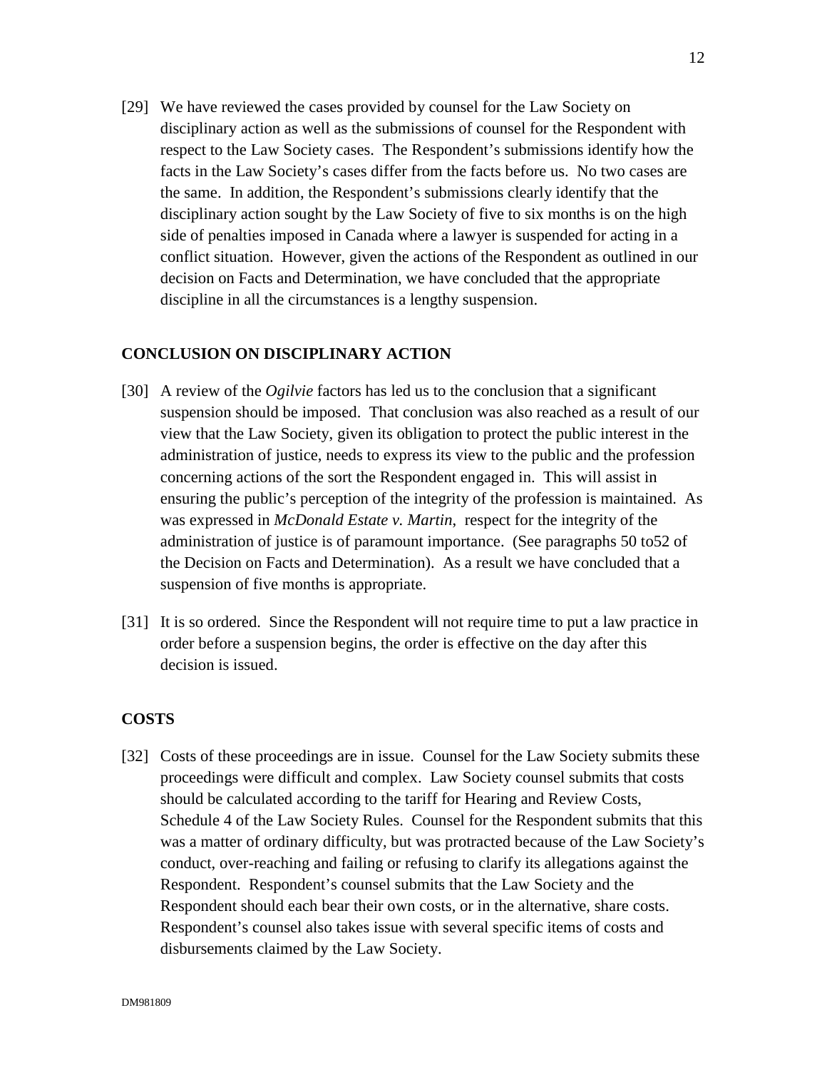[29] We have reviewed the cases provided by counsel for the Law Society on disciplinary action as well as the submissions of counsel for the Respondent with respect to the Law Society cases. The Respondent's submissions identify how the facts in the Law Society's cases differ from the facts before us. No two cases are the same. In addition, the Respondent's submissions clearly identify that the disciplinary action sought by the Law Society of five to six months is on the high side of penalties imposed in Canada where a lawyer is suspended for acting in a conflict situation. However, given the actions of the Respondent as outlined in our decision on Facts and Determination, we have concluded that the appropriate discipline in all the circumstances is a lengthy suspension.

## CONCLUSION ON DISCIPLINARY ACTION

[30] A review of the *Ogilvie* factors has led us to the conclusion that a significant suspension should be imposed. That conclusion was also reached as a result of our view that the Law Society, given its obligation to protect the public interest in the administration of justice, needs to express its view to the public and the profession concerning actions of the sort the Respondent engaged in. This will assist in ensuring the public's perception of the integrity of the profession is maintained. As was expressed in *McDonald Estate v. Martin*, respect for the integrity of the administration of justice is of paramount importance. (See paragraphs 50 to52 of the Decision on Facts and Determination). As a result we have concluded that a suspension of five months is appropriate.

[31] It is so ordered. Since the Respondent will not require time to put a law practice in order before a suspension begins, the order is effective on the day after this decision is issued.

## COSTS

[32] Costs of these proceedings are in issue. Counsel for the Law Society submits these proceedings were difficult and complex. Law Society counsel submits that costs should be calculated according to the tariff for Hearing and Review Costs, Schedule 4 of the Law Society Rules. Counsel for the Respondent submits that this was a matter of ordinary difficulty, but was protracted because of the Law Society's conduct, over-reaching and failing or refusing to clarify its allegations against the Respondent. Respondent's counsel submits that the Law Society and the Respondent should each bear their own costs, or in the alternative, share costs. Respondent's counsel also takes issue with several specific items of costs and disbursements claimed by the Law Society.

DM981809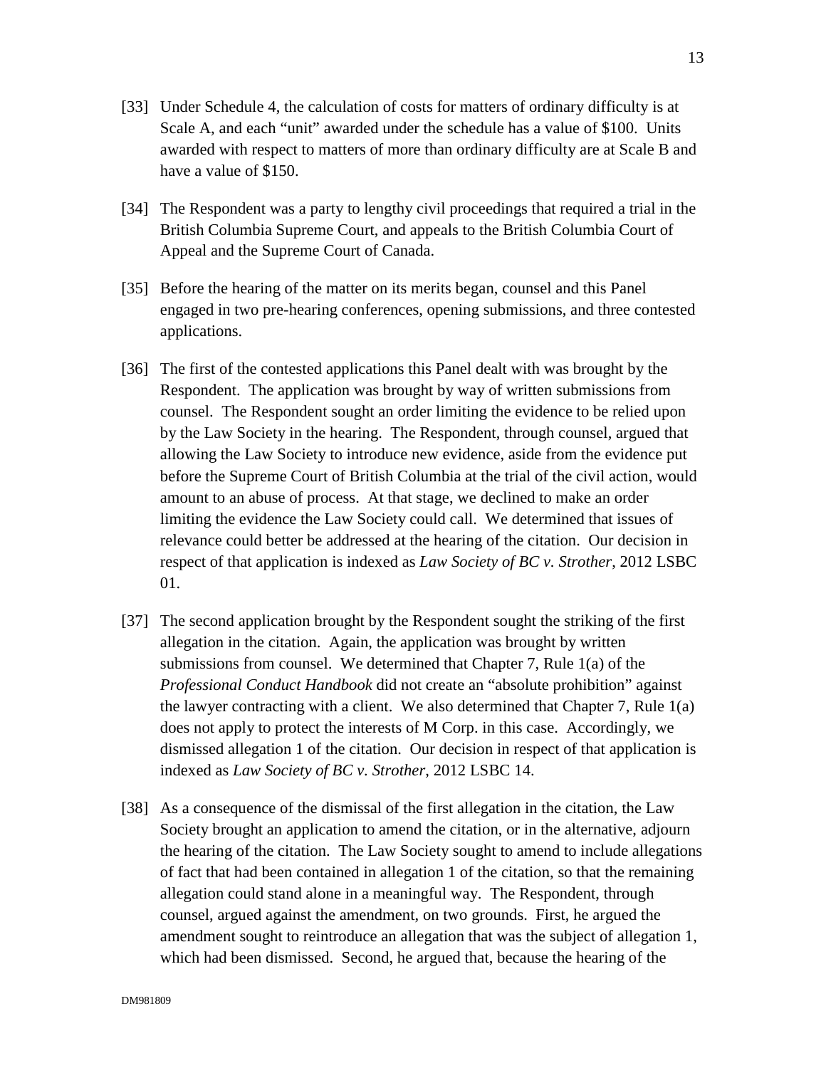[33] Under Schedule 4, the calculation of costs for matters of ordinary difficulty is at Scale A, and each "unit" awarded under the schedule has a value of $100. Units awarded with respect to matters of more than ordinary difficulty are at Scale B and have a value of $150.

[34] The Respondent was a party to lengthy civil proceedings that required a trial in the British Columbia Supreme Court, and appeals to the British Columbia Court of Appeal and the Supreme Court of Canada.

[35] Before the hearing of the matter on its merits began, counsel and this Panel engaged in two pre-hearing conferences, opening submissions, and three contested applications.

[36] The first of the contested applications this Panel dealt with was brought by the Respondent. The application was brought by way of written submissions from counsel. The Respondent sought an order limiting the evidence to be relied upon by the Law Society in the hearing. The Respondent, through counsel, argued that allowing the Law Society to introduce new evidence, aside from the evidence put before the Supreme Court of British Columbia at the trial of the civil action, would amount to an abuse of process. At that stage, we declined to make an order limiting the evidence the Law Society could call. We determined that issues of relevance could better be addressed at the hearing of the citation. Our decision in respect of that application is indexed as *Law Society of BC v. Strother*, 2012 LSBC 01.

[37] The second application brought by the Respondent sought the striking of the first allegation in the citation. Again, the application was brought by written submissions from counsel. We determined that Chapter 7, Rule 1(a) of the *Professional Conduct Handbook* did not create an "absolute prohibition" against the lawyer contracting with a client. We also determined that Chapter 7, Rule 1(a) does not apply to protect the interests of M Corp. in this case. Accordingly, we dismissed allegation 1 of the citation. Our decision in respect of that application is indexed as *Law Society of BC v. Strother*, 2012 LSBC 14.

[38] As a consequence of the dismissal of the first allegation in the citation, the Law Society brought an application to amend the citation, or in the alternative, adjourn the hearing of the citation. The Law Society sought to amend to include allegations of fact that had been contained in allegation 1 of the citation, so that the remaining allegation could stand alone in a meaningful way. The Respondent, through counsel, argued against the amendment, on two grounds. First, he argued the amendment sought to reintroduce an allegation that was the subject of allegation 1, which had been dismissed. Second, he argued that, because the hearing of the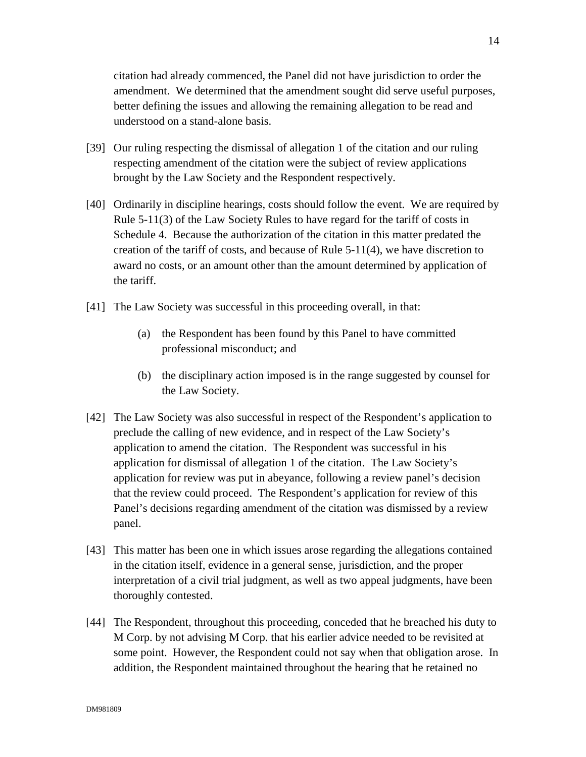citation had already commenced, the Panel did not have jurisdiction to order the amendment. We determined that the amendment sought did serve useful purposes, better defining the issues and allowing the remaining allegation to be read and understood on a stand-alone basis.

[39] Our ruling respecting the dismissal of allegation 1 of the citation and our ruling respecting amendment of the citation were the subject of review applications brought by the Law Society and the Respondent respectively.

[40] Ordinarily in discipline hearings, costs should follow the event. We are required by Rule 5-11(3) of the Law Society Rules to have regard for the tariff of costs in Schedule 4. Because the authorization of the citation in this matter predated the creation of the tariff of costs, and because of Rule 5-11(4), we have discretion to award no costs, or an amount other than the amount determined by application of the tariff.

[41] The Law Society was successful in this proceeding overall, in that:

(a) the Respondent has been found by this Panel to have committed professional misconduct; and

(b) the disciplinary action imposed is in the range suggested by counsel for the Law Society.

[42] The Law Society was also successful in respect of the Respondent's application to preclude the calling of new evidence, and in respect of the Law Society's application to amend the citation. The Respondent was successful in his application for dismissal of allegation 1 of the citation. The Law Society's application for review was put in abeyance, following a review panel's decision that the review could proceed. The Respondent's application for review of this Panel's decisions regarding amendment of the citation was dismissed by a review panel.

[43] This matter has been one in which issues arose regarding the allegations contained in the citation itself, evidence in a general sense, jurisdiction, and the proper interpretation of a civil trial judgment, as well as two appeal judgments, have been thoroughly contested.

[44] The Respondent, throughout this proceeding, conceded that he breached his duty to M Corp. by not advising M Corp. that his earlier advice needed to be revisited at some point. However, the Respondent could not say when that obligation arose. In addition, the Respondent maintained throughout the hearing that he retained no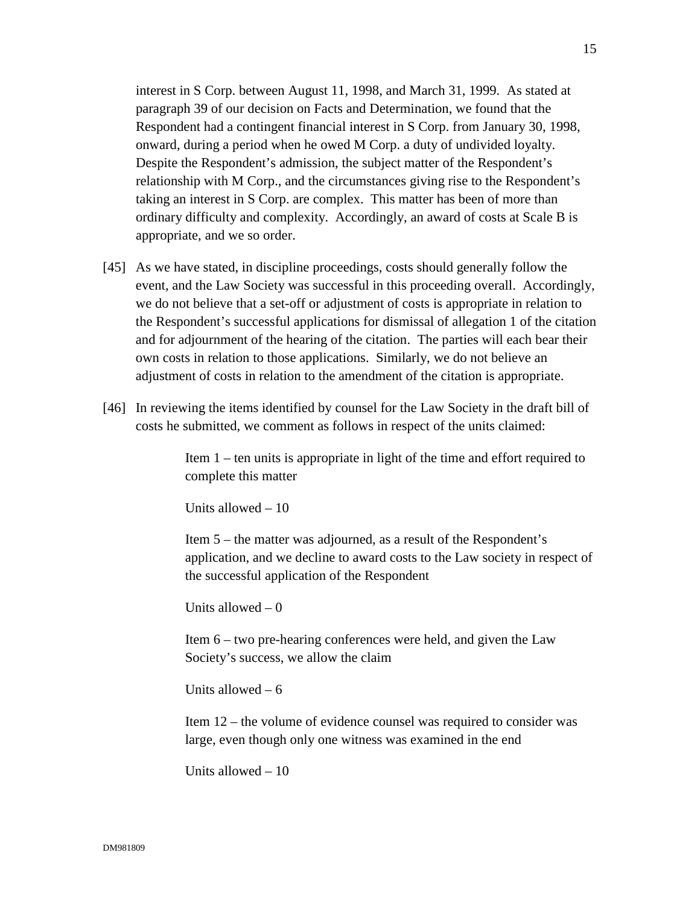interest in S Corp. between August 11, 1998, and March 31, 1999. As stated at paragraph 39 of our decision on Facts and Determination, we found that the Respondent had a contingent financial interest in S Corp. from January 30, 1998, onward, during a period when he owed M Corp. a duty of undivided loyalty. Despite the Respondent's admission, the subject matter of the Respondent's relationship with M Corp., and the circumstances giving rise to the Respondent's taking an interest in S Corp. are complex. This matter has been of more than ordinary difficulty and complexity. Accordingly, an award of costs at Scale B is appropriate, and we so order.

[45] As we have stated, in discipline proceedings, costs should generally follow the event, and the Law Society was successful in this proceeding overall. Accordingly, we do not believe that a set-off or adjustment of costs is appropriate in relation to the Respondent's successful applications for dismissal of allegation 1 of the citation and for adjournment of the hearing of the citation. The parties will each bear their own costs in relation to those applications. Similarly, we do not believe an adjustment of costs in relation to the amendment of the citation is appropriate.

[46] In reviewing the items identified by counsel for the Law Society in the draft bill of costs he submitted, we comment as follows in respect of the units claimed:

> Item 1 – ten units is appropriate in light of the time and effort required to complete this matter
>
> Units allowed – 10
>
> Item 5 – the matter was adjourned, as a result of the Respondent's application, and we decline to award costs to the Law society in respect of the successful application of the Respondent
>
> Units allowed – 0
>
> Item 6 – two pre-hearing conferences were held, and given the Law Society's success, we allow the claim
>
> Units allowed – 6
>
> Item 12 – the volume of evidence counsel was required to consider was large, even though only one witness was examined in the end
>
> Units allowed – 10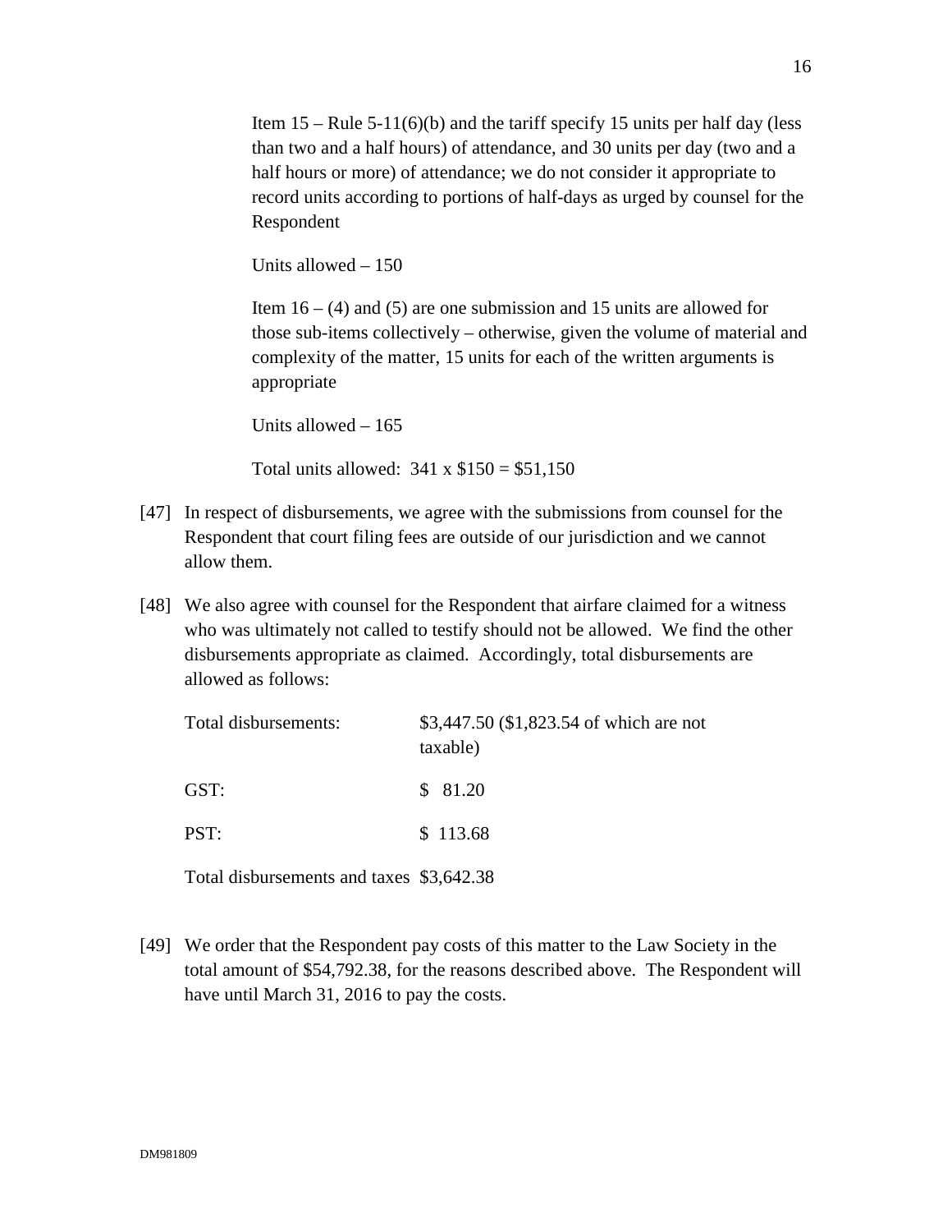Item 15 – Rule 5-11(6)(b) and the tariff specify 15 units per half day (less than two and a half hours) of attendance, and 30 units per day (two and a half hours or more) of attendance; we do not consider it appropriate to record units according to portions of half-days as urged by counsel for the Respondent

Units allowed – 150

Item 16 – (4) and (5) are one submission and 15 units are allowed for those sub-items collectively – otherwise, given the volume of material and complexity of the matter, 15 units for each of the written arguments is appropriate

Units allowed – 165

Total units allowed: 341 x $150 = $51,150

[47] In respect of disbursements, we agree with the submissions from counsel for the Respondent that court filing fees are outside of our jurisdiction and we cannot allow them.

[48] We also agree with counsel for the Respondent that airfare claimed for a witness who was ultimately not called to testify should not be allowed. We find the other disbursements appropriate as claimed. Accordingly, total disbursements are allowed as follows:

| | |
|---|---|
| Total disbursements: | $3,447.50 ($1,823.54 of which are not taxable) |
| GST: | $ 81.20 |
| PST: | $ 113.68 |
| Total disbursements and taxes | $3,642.38 |

[49] We order that the Respondent pay costs of this matter to the Law Society in the total amount of $54,792.38, for the reasons described above. The Respondent will have until March 31, 2016 to pay the costs.

DM981809